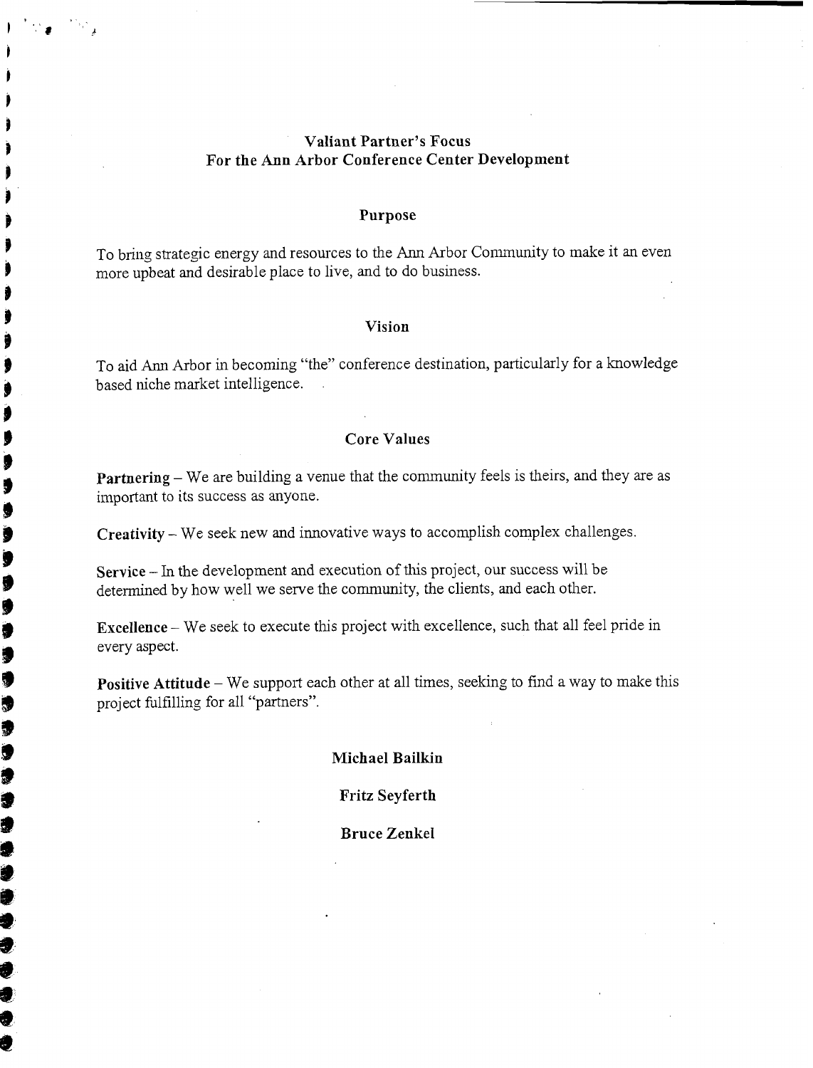# Valiant Partner's Focus
# For the Ann Arbor Conference Center Development

## Purpose

To bring strategic energy and resources to the Ann Arbor Community to make it an even more upbeat and desirable place to live, and to do business.

## Vision

To aid Ann Arbor in becoming "the" conference destination, particularly for a knowledge based niche market intelligence.

## Core Values

**Partnering** – We are building a venue that the community feels is theirs, and they are as important to its success as anyone.

**Creativity** – We seek new and innovative ways to accomplish complex challenges.

**Service** – In the development and execution of this project, our success will be determined by how well we serve the community, the clients, and each other.

**Excellence** – We seek to execute this project with excellence, such that all feel pride in every aspect.

**Positive Attitude** – We support each other at all times, seeking to find a way to make this project fulfilling for all "partners".

**Michael Bailkin**

**Fritz Seyferth**

**Bruce Zenkel**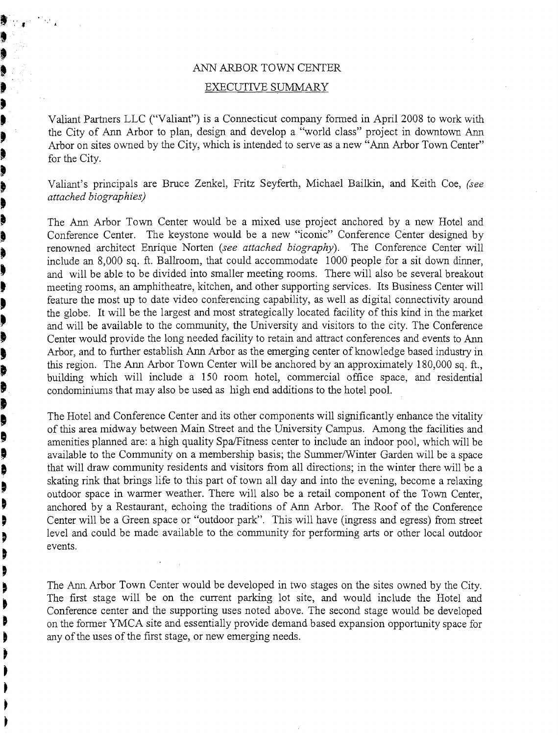# ANN ARBOR TOWN CENTER

## EXECUTIVE SUMMARY

Valiant Partners LLC ("Valiant") is a Connecticut company formed in April 2008 to work with the City of Ann Arbor to plan, design and develop a "world class" project in downtown Ann Arbor on sites owned by the City, which is intended to serve as a new "Ann Arbor Town Center" for the City.

Valiant's principals are Bruce Zenkel, Fritz Seyferth, Michael Bailkin, and Keith Coe, *(see attached biographies)*

The Ann Arbor Town Center would be a mixed use project anchored by a new Hotel and Conference Center. The keystone would be a new "iconic" Conference Center designed by renowned architect Enrique Norten *(see attached biography)*. The Conference Center will include an 8,000 sq. ft. Ballroom, that could accommodate 1000 people for a sit down dinner, and will be able to be divided into smaller meeting rooms. There will also be several breakout meeting rooms, an amphitheatre, kitchen, and other supporting services. Its Business Center will feature the most up to date video conferencing capability, as well as digital connectivity around the globe. It will be the largest and most strategically located facility of this kind in the market and will be available to the community, the University and visitors to the city. The Conference Center would provide the long needed facility to retain and attract conferences and events to Ann Arbor, and to further establish Ann Arbor as the emerging center of knowledge based industry in this region. The Ann Arbor Town Center will be anchored by an approximately 180,000 sq. ft., building which will include a 150 room hotel, commercial office space, and residential condominiums that may also be used as high end additions to the hotel pool.

The Hotel and Conference Center and its other components will significantly enhance the vitality of this area midway between Main Street and the University Campus. Among the facilities and amenities planned are: a high quality Spa/Fitness center to include an indoor pool, which will be available to the Community on a membership basis; the Summer/Winter Garden will be a space that will draw community residents and visitors from all directions; in the winter there will be a skating rink that brings life to this part of town all day and into the evening, become a relaxing outdoor space in warmer weather. There will also be a retail component of the Town Center, anchored by a Restaurant, echoing the traditions of Ann Arbor. The Roof of the Conference Center will be a Green space or "outdoor park". This will have (ingress and egress) from street level and could be made available to the community for performing arts or other local outdoor events.

The Ann Arbor Town Center would be developed in two stages on the sites owned by the City. The first stage will be on the current parking lot site, and would include the Hotel and Conference center and the supporting uses noted above. The second stage would be developed on the former YMCA site and essentially provide demand based expansion opportunity space for any of the uses of the first stage, or new emerging needs.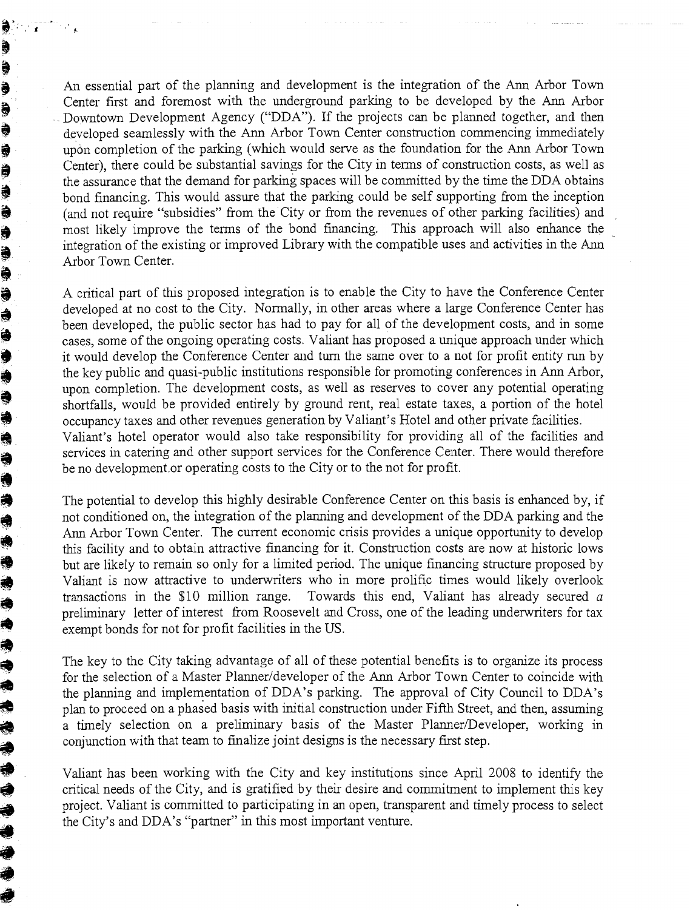An essential part of the planning and development is the integration of the Ann Arbor Town Center first and foremost with the underground parking to be developed by the Ann Arbor Downtown Development Agency ("DDA"). If the projects can be planned together, and then developed seamlessly with the Ann Arbor Town Center construction commencing immediately upon completion of the parking (which would serve as the foundation for the Ann Arbor Town Center), there could be substantial savings for the City in terms of construction costs, as well as the assurance that the demand for parking spaces will be committed by the time the DDA obtains bond financing. This would assure that the parking could be self supporting from the inception (and not require "subsidies" from the City or from the revenues of other parking facilities) and most likely improve the terms of the bond financing. This approach will also enhance the integration of the existing or improved Library with the compatible uses and activities in the Ann Arbor Town Center.

A critical part of this proposed integration is to enable the City to have the Conference Center developed at no cost to the City. Normally, in other areas where a large Conference Center has been developed, the public sector has had to pay for all of the development costs, and in some cases, some of the ongoing operating costs. Valiant has proposed a unique approach under which it would develop the Conference Center and turn the same over to a not for profit entity run by the key public and quasi-public institutions responsible for promoting conferences in Ann Arbor, upon completion. The development costs, as well as reserves to cover any potential operating shortfalls, would be provided entirely by ground rent, real estate taxes, a portion of the hotel occupancy taxes and other revenues generation by Valiant's Hotel and other private facilities. Valiant's hotel operator would also take responsibility for providing all of the facilities and services in catering and other support services for the Conference Center. There would therefore be no development or operating costs to the City or to the not for profit.

The potential to develop this highly desirable Conference Center on this basis is enhanced by, if not conditioned on, the integration of the planning and development of the DDA parking and the Ann Arbor Town Center. The current economic crisis provides a unique opportunity to develop this facility and to obtain attractive financing for it. Construction costs are now at historic lows but are likely to remain so only for a limited period. The unique financing structure proposed by Valiant is now attractive to underwriters who in more prolific times would likely overlook transactions in the $10 million range. Towards this end, Valiant has already secured *a* preliminary letter of interest from Roosevelt and Cross, one of the leading underwriters for tax exempt bonds for not for profit facilities in the US.

The key to the City taking advantage of all of these potential benefits is to organize its process for the selection of a Master Planner/developer of the Ann Arbor Town Center to coincide with the planning and implementation of DDA's parking. The approval of City Council to DDA's plan to proceed on a phased basis with initial construction under Fifth Street, and then, assuming a timely selection on a preliminary basis of the Master Planner/Developer, working in conjunction with that team to finalize joint designs is the necessary first step.

Valiant has been working with the City and key institutions since April 2008 to identify the critical needs of the City, and is gratified by their desire and commitment to implement this key project. Valiant is committed to participating in an open, transparent and timely process to select the City's and DDA's "partner" in this most important venture.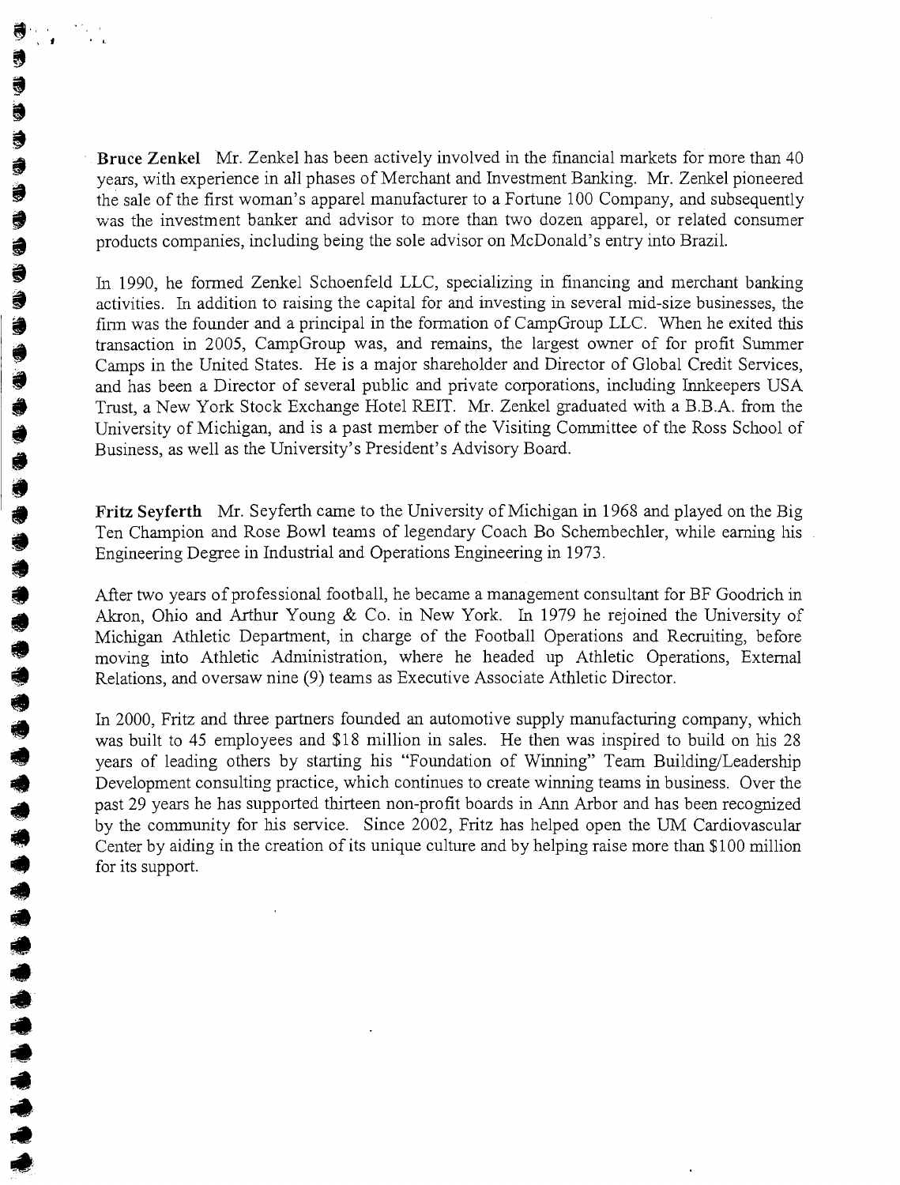**Bruce Zenkel** Mr. Zenkel has been actively involved in the financial markets for more than 40 years, with experience in all phases of Merchant and Investment Banking. Mr. Zenkel pioneered the sale of the first woman's apparel manufacturer to a Fortune 100 Company, and subsequently was the investment banker and advisor to more than two dozen apparel, or related consumer products companies, including being the sole advisor on McDonald's entry into Brazil.

In 1990, he formed Zenkel Schoenfeld LLC, specializing in financing and merchant banking activities. In addition to raising the capital for and investing in several mid-size businesses, the firm was the founder and a principal in the formation of CampGroup LLC. When he exited this transaction in 2005, CampGroup was, and remains, the largest owner of for profit Summer Camps in the United States. He is a major shareholder and Director of Global Credit Services, and has been a Director of several public and private corporations, including Innkeepers USA Trust, a New York Stock Exchange Hotel REIT. Mr. Zenkel graduated with a B.B.A. from the University of Michigan, and is a past member of the Visiting Committee of the Ross School of Business, as well as the University's President's Advisory Board.

**Fritz Seyferth** Mr. Seyferth came to the University of Michigan in 1968 and played on the Big Ten Champion and Rose Bowl teams of legendary Coach Bo Schembechler, while earning his Engineering Degree in Industrial and Operations Engineering in 1973.

After two years of professional football, he became a management consultant for BF Goodrich in Akron, Ohio and Arthur Young & Co. in New York. In 1979 he rejoined the University of Michigan Athletic Department, in charge of the Football Operations and Recruiting, before moving into Athletic Administration, where he headed up Athletic Operations, External Relations, and oversaw nine (9) teams as Executive Associate Athletic Director.

In 2000, Fritz and three partners founded an automotive supply manufacturing company, which was built to 45 employees and $18 million in sales. He then was inspired to build on his 28 years of leading others by starting his "Foundation of Winning" Team Building/Leadership Development consulting practice, which continues to create winning teams in business. Over the past 29 years he has supported thirteen non-profit boards in Ann Arbor and has been recognized by the community for his service. Since 2002, Fritz has helped open the UM Cardiovascular Center by aiding in the creation of its unique culture and by helping raise more than $100 million for its support.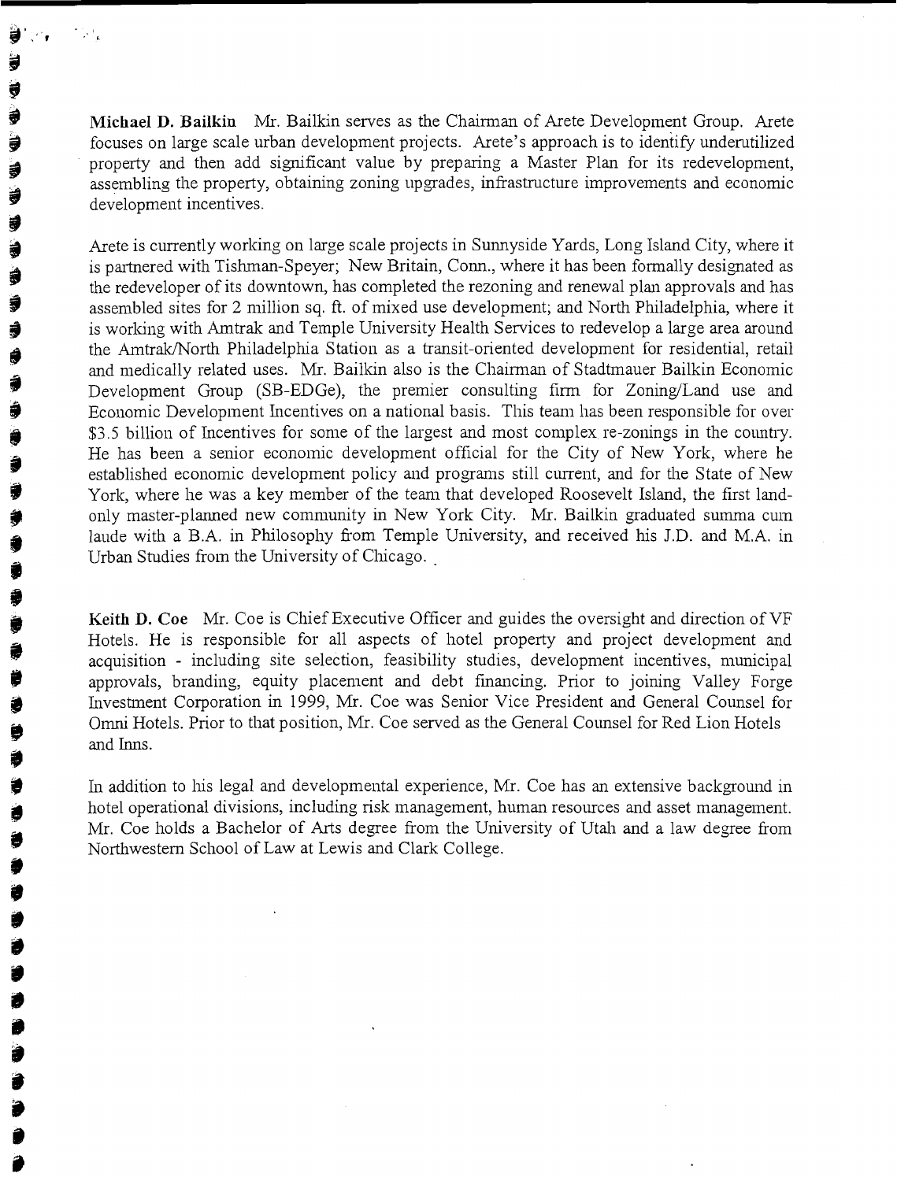**Michael D. Bailkin** Mr. Bailkin serves as the Chairman of Arete Development Group. Arete focuses on large scale urban development projects. Arete's approach is to identify underutilized property and then add significant value by preparing a Master Plan for its redevelopment, assembling the property, obtaining zoning upgrades, infrastructure improvements and economic development incentives.

Arete is currently working on large scale projects in Sunnyside Yards, Long Island City, where it is partnered with Tishman-Speyer; New Britain, Conn., where it has been formally designated as the redeveloper of its downtown, has completed the rezoning and renewal plan approvals and has assembled sites for 2 million sq. ft. of mixed use development; and North Philadelphia, where it is working with Amtrak and Temple University Health Services to redevelop a large area around the Amtrak/North Philadelphia Station as a transit-oriented development for residential, retail and medically related uses. Mr. Bailkin also is the Chairman of Stadtmauer Bailkin Economic Development Group (SB-EDGe), the premier consulting firm for Zoning/Land use and Economic Development Incentives on a national basis. This team has been responsible for over $3.5 billion of Incentives for some of the largest and most complex re-zonings in the country. He has been a senior economic development official for the City of New York, where he established economic development policy and programs still current, and for the State of New York, where he was a key member of the team that developed Roosevelt Island, the first land-only master-planned new community in New York City. Mr. Bailkin graduated summa cum laude with a B.A. in Philosophy from Temple University, and received his J.D. and M.A. in Urban Studies from the University of Chicago.

**Keith D. Coe** Mr. Coe is Chief Executive Officer and guides the oversight and direction of VF Hotels. He is responsible for all aspects of hotel property and project development and acquisition - including site selection, feasibility studies, development incentives, municipal approvals, branding, equity placement and debt financing. Prior to joining Valley Forge Investment Corporation in 1999, Mr. Coe was Senior Vice President and General Counsel for Omni Hotels. Prior to that position, Mr. Coe served as the General Counsel for Red Lion Hotels and Inns.

In addition to his legal and developmental experience, Mr. Coe has an extensive background in hotel operational divisions, including risk management, human resources and asset management. Mr. Coe holds a Bachelor of Arts degree from the University of Utah and a law degree from Northwestern School of Law at Lewis and Clark College.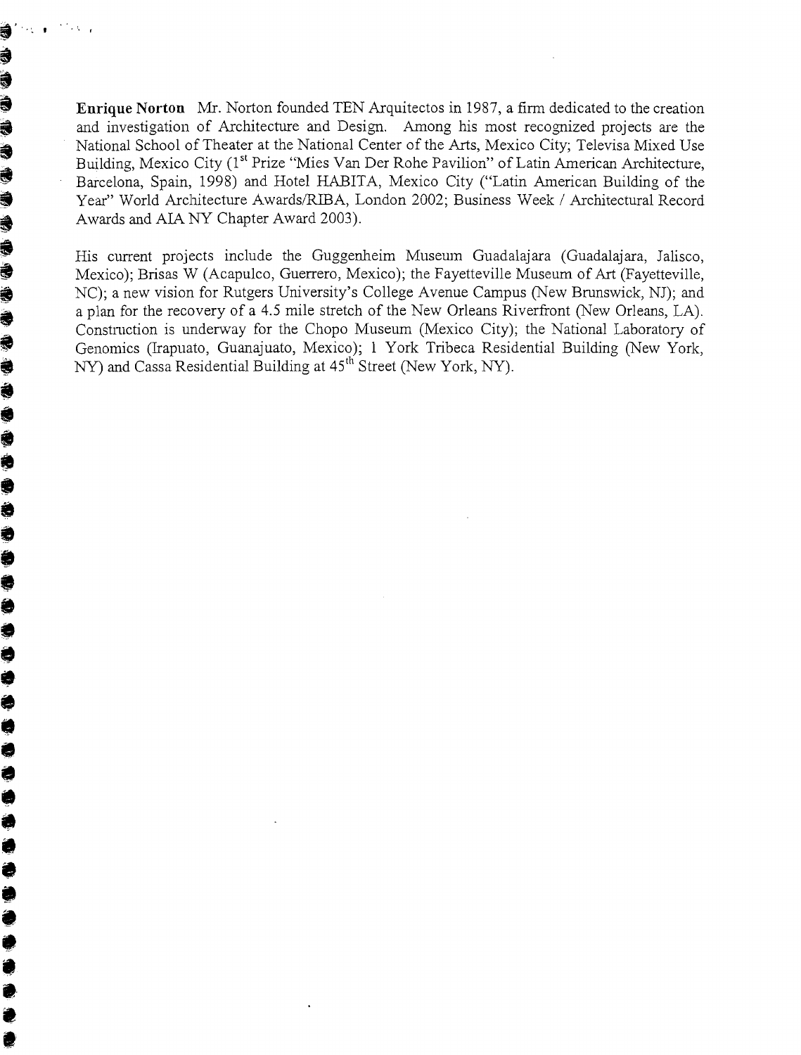**Enrique Norton** Mr. Norton founded TEN Arquitectos in 1987, a firm dedicated to the creation and investigation of Architecture and Design. Among his most recognized projects are the National School of Theater at the National Center of the Arts, Mexico City; Televisa Mixed Use Building, Mexico City (1st Prize "Mies Van Der Rohe Pavilion" of Latin American Architecture, Barcelona, Spain, 1998) and Hotel HABITA, Mexico City ("Latin American Building of the Year" World Architecture Awards/RIBA, London 2002; Business Week / Architectural Record Awards and AIA NY Chapter Award 2003).

His current projects include the Guggenheim Museum Guadalajara (Guadalajara, Jalisco, Mexico); Brisas W (Acapulco, Guerrero, Mexico); the Fayetteville Museum of Art (Fayetteville, NC); a new vision for Rutgers University's College Avenue Campus (New Brunswick, NJ); and a plan for the recovery of a 4.5 mile stretch of the New Orleans Riverfront (New Orleans, LA). Construction is underway for the Chopo Museum (Mexico City); the National Laboratory of Genomics (Irapuato, Guanajuato, Mexico); 1 York Tribeca Residential Building (New York, NY) and Cassa Residential Building at 45th Street (New York, NY).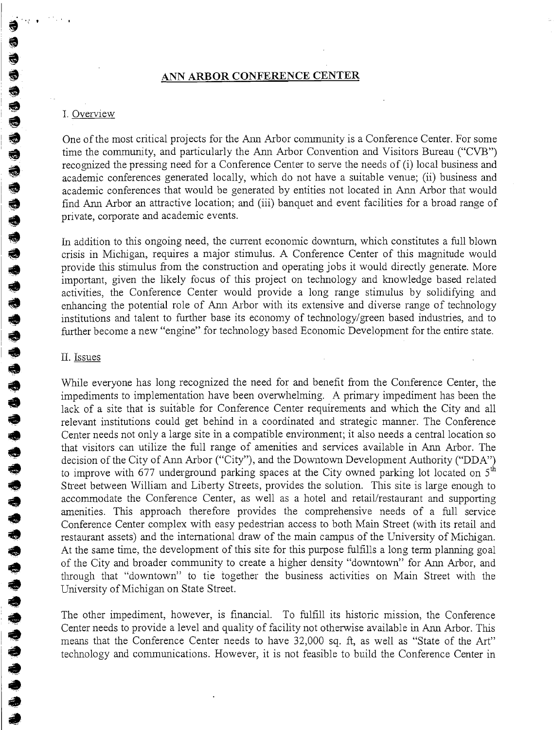# ANN ARBOR CONFERENCE CENTER

## I. Overview

One of the most critical projects for the Ann Arbor community is a Conference Center. For some time the community, and particularly the Ann Arbor Convention and Visitors Bureau ("CVB") recognized the pressing need for a Conference Center to serve the needs of (i) local business and academic conferences generated locally, which do not have a suitable venue; (ii) business and academic conferences that would be generated by entities not located in Ann Arbor that would find Ann Arbor an attractive location; and (iii) banquet and event facilities for a broad range of private, corporate and academic events.

In addition to this ongoing need, the current economic downturn, which constitutes a full blown crisis in Michigan, requires a major stimulus. A Conference Center of this magnitude would provide this stimulus from the construction and operating jobs it would directly generate. More important, given the likely focus of this project on technology and knowledge based related activities, the Conference Center would provide a long range stimulus by solidifying and enhancing the potential role of Ann Arbor with its extensive and diverse range of technology institutions and talent to further base its economy of technology/green based industries, and to further become a new "engine" for technology based Economic Development for the entire state.

## II. Issues

While everyone has long recognized the need for and benefit from the Conference Center, the impediments to implementation have been overwhelming. A primary impediment has been the lack of a site that is suitable for Conference Center requirements and which the City and all relevant institutions could get behind in a coordinated and strategic manner. The Conference Center needs not only a large site in a compatible environment; it also needs a central location so that visitors can utilize the full range of amenities and services available in Ann Arbor. The decision of the City of Ann Arbor ("City"), and the Downtown Development Authority ("DDA") to improve with 677 underground parking spaces at the City owned parking lot located on 5th Street between William and Liberty Streets, provides the solution. This site is large enough to accommodate the Conference Center, as well as a hotel and retail/restaurant and supporting amenities. This approach therefore provides the comprehensive needs of a full service Conference Center complex with easy pedestrian access to both Main Street (with its retail and restaurant assets) and the international draw of the main campus of the University of Michigan. At the same time, the development of this site for this purpose fulfills a long term planning goal of the City and broader community to create a higher density "downtown" for Ann Arbor, and through that "downtown" to tie together the business activities on Main Street with the University of Michigan on State Street.

The other impediment, however, is financial. To fulfill its historic mission, the Conference Center needs to provide a level and quality of facility not otherwise available in Ann Arbor. This means that the Conference Center needs to have 32,000 sq. ft, as well as "State of the Art" technology and communications. However, it is not feasible to build the Conference Center in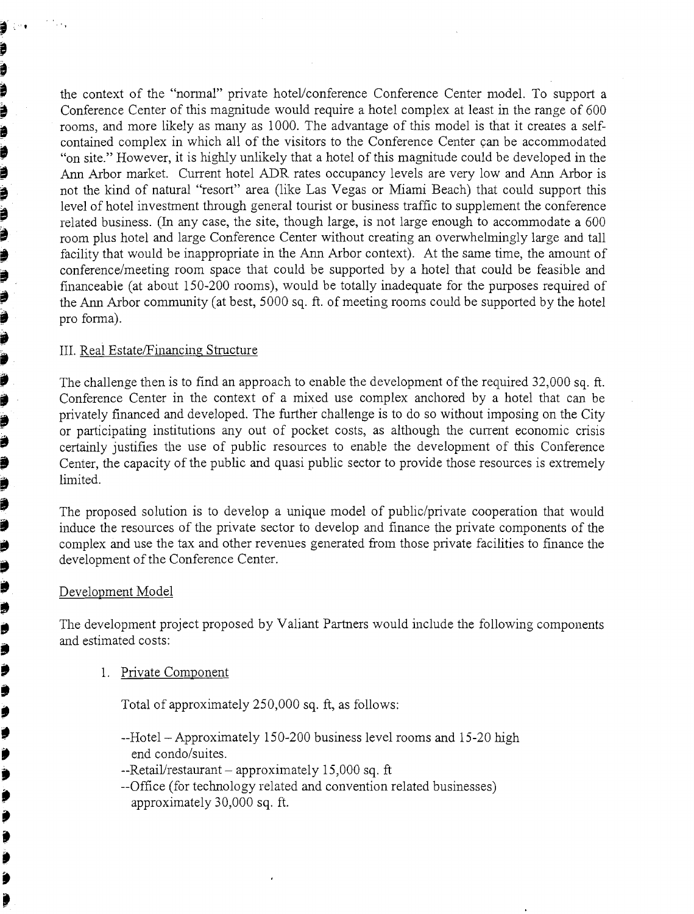the context of the "normal" private hotel/conference Conference Center model. To support a Conference Center of this magnitude would require a hotel complex at least in the range of 600 rooms, and more likely as many as 1000. The advantage of this model is that it creates a self-contained complex in which all of the visitors to the Conference Center can be accommodated "on site." However, it is highly unlikely that a hotel of this magnitude could be developed in the Ann Arbor market. Current hotel ADR rates occupancy levels are very low and Ann Arbor is not the kind of natural "resort" area (like Las Vegas or Miami Beach) that could support this level of hotel investment through general tourist or business traffic to supplement the conference related business. (In any case, the site, though large, is not large enough to accommodate a 600 room plus hotel and large Conference Center without creating an overwhelmingly large and tall facility that would be inappropriate in the Ann Arbor context). At the same time, the amount of conference/meeting room space that could be supported by a hotel that could be feasible and financeable (at about 150-200 rooms), would be totally inadequate for the purposes required of the Ann Arbor community (at best, 5000 sq. ft. of meeting rooms could be supported by the hotel pro forma).

## III. Real Estate/Financing Structure

The challenge then is to find an approach to enable the development of the required 32,000 sq. ft. Conference Center in the context of a mixed use complex anchored by a hotel that can be privately financed and developed. The further challenge is to do so without imposing on the City or participating institutions any out of pocket costs, as although the current economic crisis certainly justifies the use of public resources to enable the development of this Conference Center, the capacity of the public and quasi public sector to provide those resources is extremely limited.

The proposed solution is to develop a unique model of public/private cooperation that would induce the resources of the private sector to develop and finance the private components of the complex and use the tax and other revenues generated from those private facilities to finance the development of the Conference Center.

### Development Model

The development project proposed by Valiant Partners would include the following components and estimated costs:

1. Private Component

   Total of approximately 250,000 sq. ft, as follows:

   --Hotel – Approximately 150-200 business level rooms and 15-20 high end condo/suites.
   --Retail/restaurant – approximately 15,000 sq. ft
   --Office (for technology related and convention related businesses) approximately 30,000 sq. ft.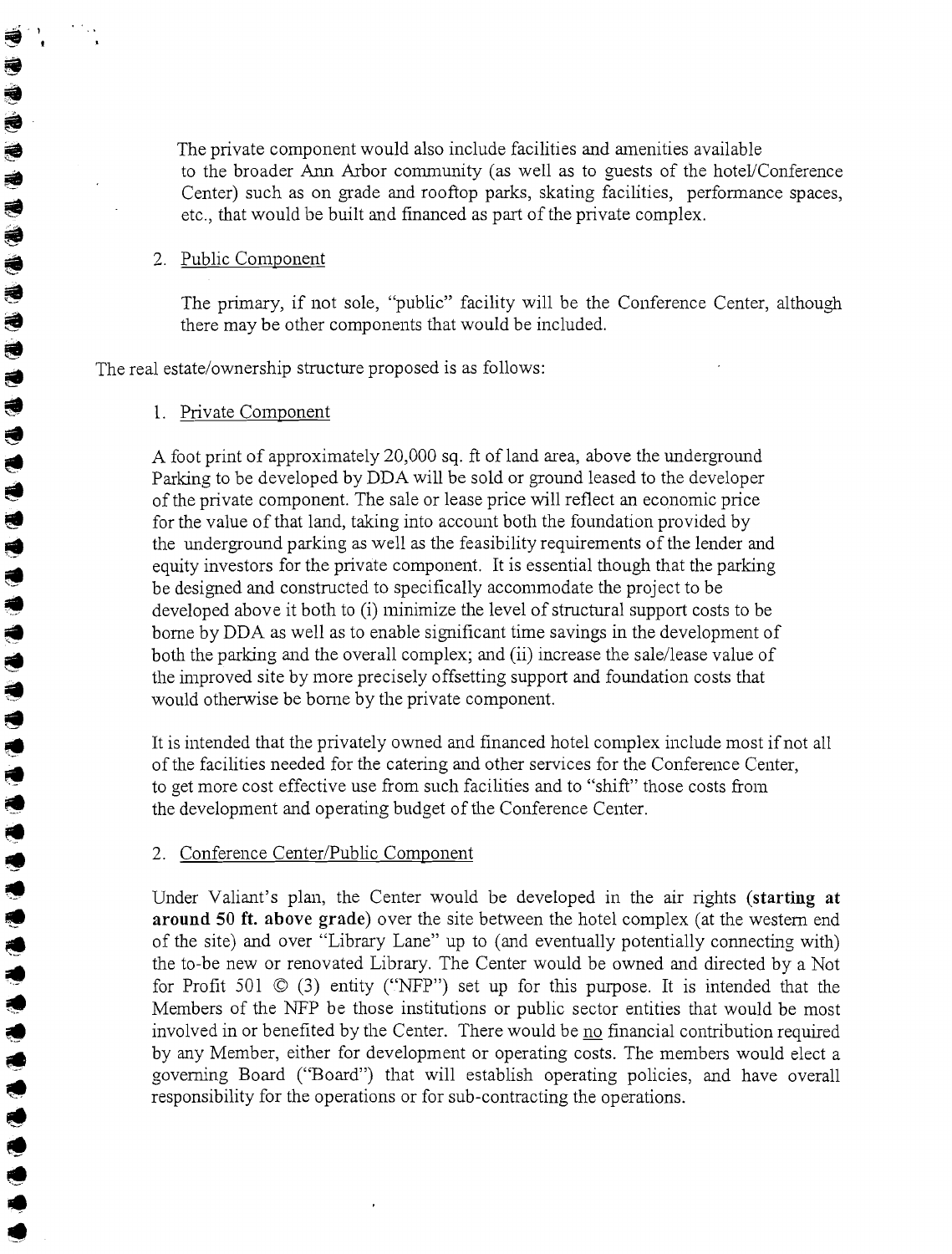The private component would also include facilities and amenities available to the broader Ann Arbor community (as well as to guests of the hotel/Conference Center) such as on grade and rooftop parks, skating facilities, performance spaces, etc., that would be built and financed as part of the private complex.

2. Public Component

The primary, if not sole, "public" facility will be the Conference Center, although there may be other components that would be included.

The real estate/ownership structure proposed is as follows:

1. Private Component

A foot print of approximately 20,000 sq. ft of land area, above the underground Parking to be developed by DDA will be sold or ground leased to the developer of the private component. The sale or lease price will reflect an economic price for the value of that land, taking into account both the foundation provided by the underground parking as well as the feasibility requirements of the lender and equity investors for the private component. It is essential though that the parking be designed and constructed to specifically accommodate the project to be developed above it both to (i) minimize the level of structural support costs to be borne by DDA as well as to enable significant time savings in the development of both the parking and the overall complex; and (ii) increase the sale/lease value of the improved site by more precisely offsetting support and foundation costs that would otherwise be borne by the private component.

It is intended that the privately owned and financed hotel complex include most if not all of the facilities needed for the catering and other services for the Conference Center, to get more cost effective use from such facilities and to "shift" those costs from the development and operating budget of the Conference Center.

2. Conference Center/Public Component

Under Valiant's plan, the Center would be developed in the air rights **(starting at around 50 ft. above grade)** over the site between the hotel complex (at the western end of the site) and over "Library Lane" up to (and eventually potentially connecting with) the to-be new or renovated Library. The Center would be owned and directed by a Not for Profit 501 © (3) entity ("NFP") set up for this purpose. It is intended that the Members of the NFP be those institutions or public sector entities that would be most involved in or benefited by the Center. There would be no financial contribution required by any Member, either for development or operating costs. The members would elect a governing Board ("Board") that will establish operating policies, and have overall responsibility for the operations or for sub-contracting the operations.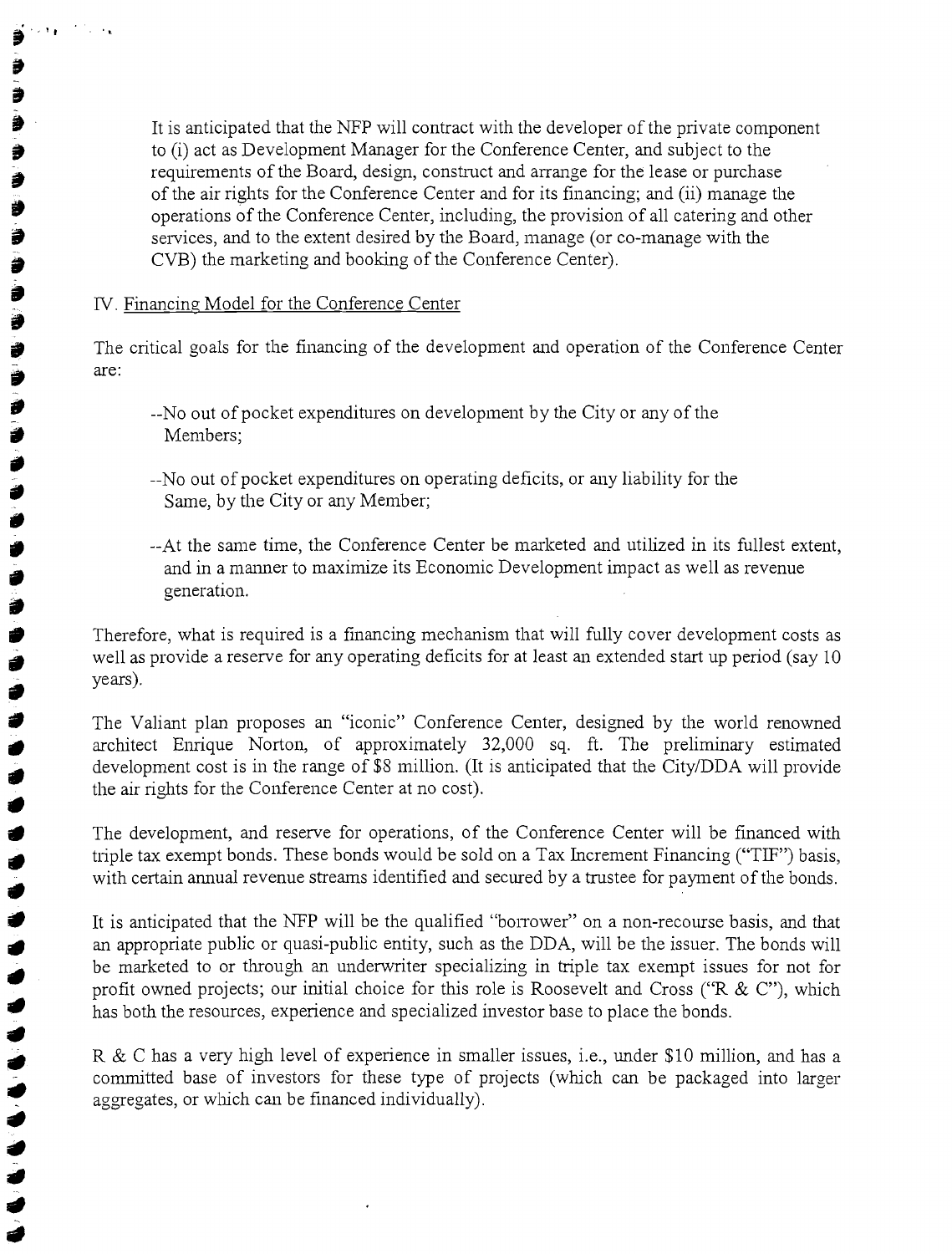It is anticipated that the NFP will contract with the developer of the private component to (i) act as Development Manager for the Conference Center, and subject to the requirements of the Board, design, construct and arrange for the lease or purchase of the air rights for the Conference Center and for its financing; and (ii) manage the operations of the Conference Center, including, the provision of all catering and other services, and to the extent desired by the Board, manage (or co-manage with the CVB) the marketing and booking of the Conference Center).

## IV. Financing Model for the Conference Center

The critical goals for the financing of the development and operation of the Conference Center are:

- --No out of pocket expenditures on development by the City or any of the Members;
- --No out of pocket expenditures on operating deficits, or any liability for the Same, by the City or any Member;
- --At the same time, the Conference Center be marketed and utilized in its fullest extent, and in a manner to maximize its Economic Development impact as well as revenue generation.

Therefore, what is required is a financing mechanism that will fully cover development costs as well as provide a reserve for any operating deficits for at least an extended start up period (say 10 years).

The Valiant plan proposes an "iconic" Conference Center, designed by the world renowned architect Enrique Norton, of approximately 32,000 sq. ft. The preliminary estimated development cost is in the range of $8 million. (It is anticipated that the City/DDA will provide the air rights for the Conference Center at no cost).

The development, and reserve for operations, of the Conference Center will be financed with triple tax exempt bonds. These bonds would be sold on a Tax Increment Financing ("TIF") basis, with certain annual revenue streams identified and secured by a trustee for payment of the bonds.

It is anticipated that the NFP will be the qualified "borrower" on a non-recourse basis, and that an appropriate public or quasi-public entity, such as the DDA, will be the issuer. The bonds will be marketed to or through an underwriter specializing in triple tax exempt issues for not for profit owned projects; our initial choice for this role is Roosevelt and Cross ("R & C"), which has both the resources, experience and specialized investor base to place the bonds.

R & C has a very high level of experience in smaller issues, i.e., under $10 million, and has a committed base of investors for these type of projects (which can be packaged into larger aggregates, or which can be financed individually).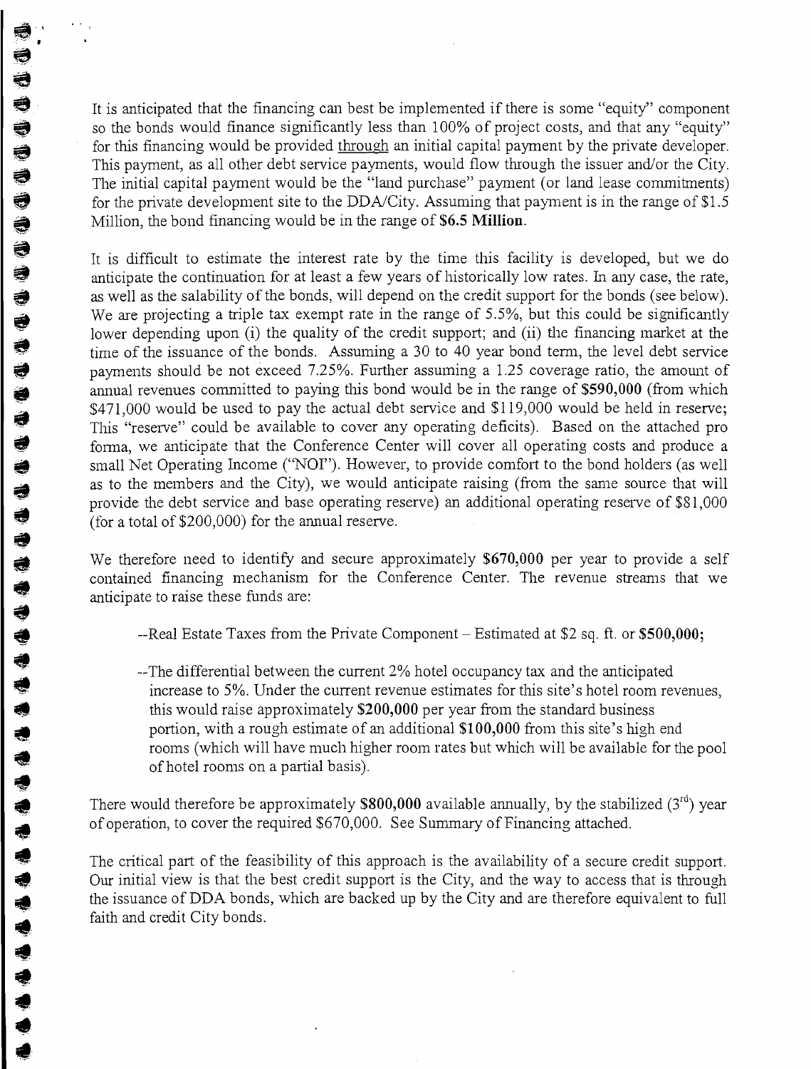It is anticipated that the financing can best be implemented if there is some "equity" component so the bonds would finance significantly less than 100% of project costs, and that any "equity" for this financing would be provided through an initial capital payment by the private developer. This payment, as all other debt service payments, would flow through the issuer and/or the City. The initial capital payment would be the "land purchase" payment (or land lease commitments) for the private development site to the DDA/City. Assuming that payment is in the range of $1.5 Million, the bond financing would be in the range of **$6.5 Million**.

It is difficult to estimate the interest rate by the time this facility is developed, but we do anticipate the continuation for at least a few years of historically low rates. In any case, the rate, as well as the salability of the bonds, will depend on the credit support for the bonds (see below). We are projecting a triple tax exempt rate in the range of 5.5%, but this could be significantly lower depending upon (i) the quality of the credit support; and (ii) the financing market at the time of the issuance of the bonds. Assuming a 30 to 40 year bond term, the level debt service payments should be not exceed 7.25%. Further assuming a 1.25 coverage ratio, the amount of annual revenues committed to paying this bond would be in the range of **$590,000** (from which $471,000 would be used to pay the actual debt service and $119,000 would be held in reserve; This "reserve" could be available to cover any operating deficits). Based on the attached pro forma, we anticipate that the Conference Center will cover all operating costs and produce a small Net Operating Income ("NOI"). However, to provide comfort to the bond holders (as well as to the members and the City), we would anticipate raising (from the same source that will provide the debt service and base operating reserve) an additional operating reserve of $81,000 (for a total of $200,000) for the annual reserve.

We therefore need to identify and secure approximately **$670,000** per year to provide a self contained financing mechanism for the Conference Center. The revenue streams that we anticipate to raise these funds are:

--Real Estate Taxes from the Private Component – Estimated at $2 sq. ft. or **$500,000;**

--The differential between the current 2% hotel occupancy tax and the anticipated increase to 5%. Under the current revenue estimates for this site's hotel room revenues, this would raise approximately **$200,000** per year from the standard business portion, with a rough estimate of an additional **$100,000** from this site's high end rooms (which will have much higher room rates but which will be available for the pool of hotel rooms on a partial basis).

There would therefore be approximately **$800,000** available annually, by the stabilized (3rd) year of operation, to cover the required $670,000. See Summary of Financing attached.

The critical part of the feasibility of this approach is the availability of a secure credit support. Our initial view is that the best credit support is the City, and the way to access that is through the issuance of DDA bonds, which are backed up by the City and are therefore equivalent to full faith and credit City bonds.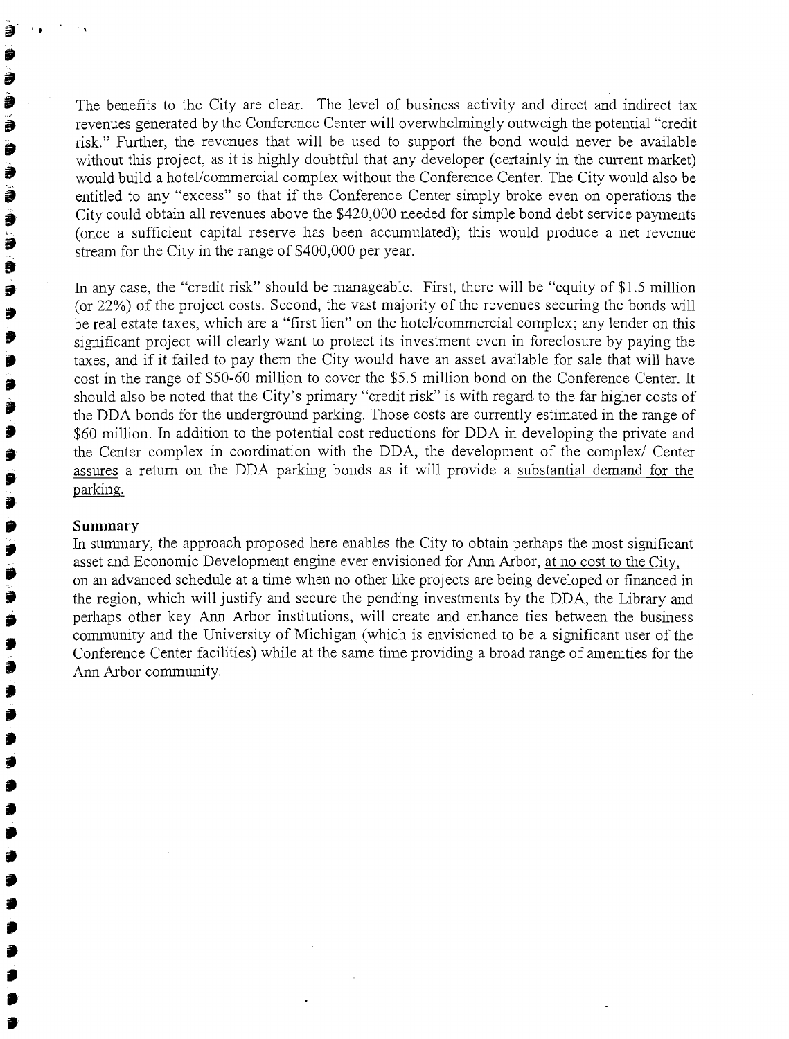The benefits to the City are clear. The level of business activity and direct and indirect tax revenues generated by the Conference Center will overwhelmingly outweigh the potential "credit risk." Further, the revenues that will be used to support the bond would never be available without this project, as it is highly doubtful that any developer (certainly in the current market) would build a hotel/commercial complex without the Conference Center. The City would also be entitled to any "excess" so that if the Conference Center simply broke even on operations the City could obtain all revenues above the $420,000 needed for simple bond debt service payments (once a sufficient capital reserve has been accumulated); this would produce a net revenue stream for the City in the range of $400,000 per year.

In any case, the "credit risk" should be manageable. First, there will be "equity of $1.5 million (or 22%) of the project costs. Second, the vast majority of the revenues securing the bonds will be real estate taxes, which are a "first lien" on the hotel/commercial complex; any lender on this significant project will clearly want to protect its investment even in foreclosure by paying the taxes, and if it failed to pay them the City would have an asset available for sale that will have cost in the range of $50-60 million to cover the $5.5 million bond on the Conference Center. It should also be noted that the City's primary "credit risk" is with regard to the far higher costs of the DDA bonds for the underground parking. Those costs are currently estimated in the range of $60 million. In addition to the potential cost reductions for DDA in developing the private and the Center complex in coordination with the DDA, the development of the complex/ Center assures a return on the DDA parking bonds as it will provide a substantial demand for the parking.

**Summary**

In summary, the approach proposed here enables the City to obtain perhaps the most significant asset and Economic Development engine ever envisioned for Ann Arbor, at no cost to the City, on an advanced schedule at a time when no other like projects are being developed or financed in the region, which will justify and secure the pending investments by the DDA, the Library and perhaps other key Ann Arbor institutions, will create and enhance ties between the business community and the University of Michigan (which is envisioned to be a significant user of the Conference Center facilities) while at the same time providing a broad range of amenities for the Ann Arbor community.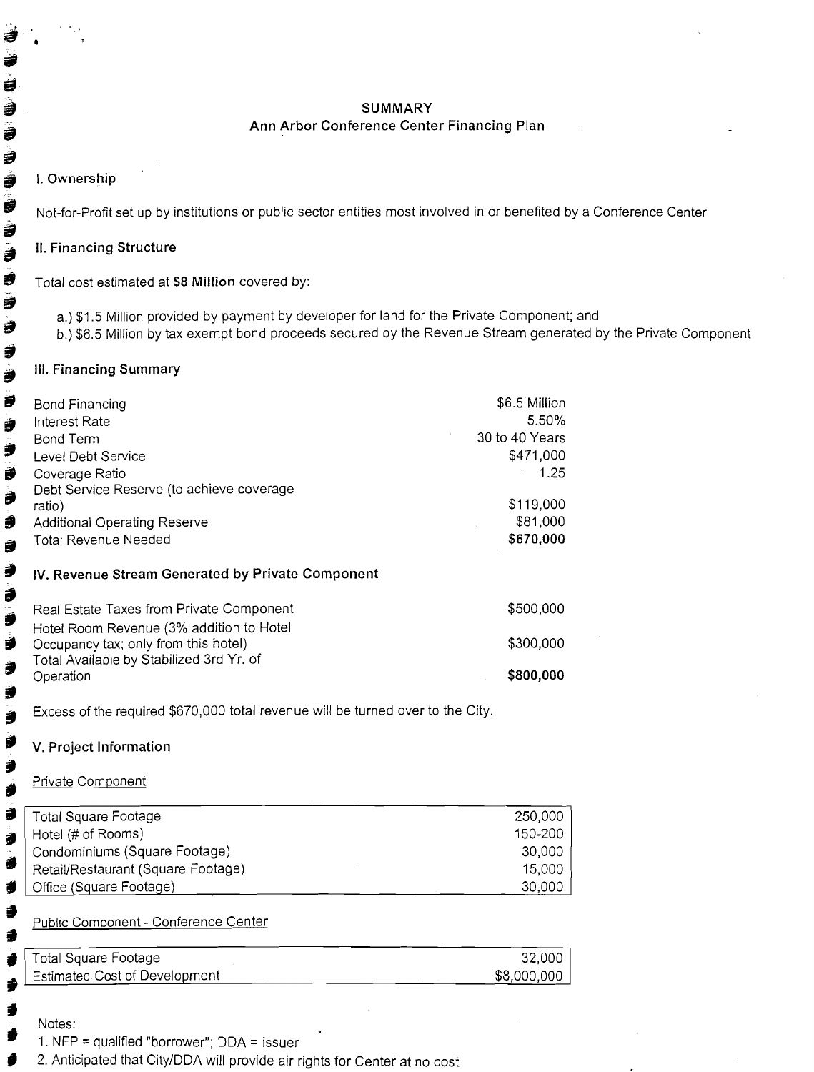# SUMMARY

## Ann Arbor Conference Center Financing Plan

### I. Ownership

Not-for-Profit set up by institutions or public sector entities most involved in or benefited by a Conference Center

### II. Financing Structure

Total cost estimated at **$8 Million** covered by:

a.) $1.5 Million provided by payment by developer for land for the Private Component; and

b.) $6.5 Million by tax exempt bond proceeds secured by the Revenue Stream generated by the Private Component

### III. Financing Summary

| | |
|---|---|
| Bond Financing | $6.5 Million |
| Interest Rate | 5.50% |
| Bond Term | 30 to 40 Years |
| Level Debt Service | $471,000 |
| Coverage Ratio | 1.25 |
| Debt Service Reserve (to achieve coverage ratio) | $119,000 |
| Additional Operating Reserve | $81,000 |
| Total Revenue Needed | **$670,000** |

### IV. Revenue Stream Generated by Private Component

| | |
|---|---|
| Real Estate Taxes from Private Component | $500,000 |
| Hotel Room Revenue (3% addition to Hotel Occupancy tax; only from this hotel) | $300,000 |
| Total Available by Stabilized 3rd Yr. of Operation | **$800,000** |

Excess of the required $670,000 total revenue will be turned over to the City.

### V. Project Information

Private Component

| | |
|---|---|
| Total Square Footage | 250,000 |
| Hotel (# of Rooms) | 150-200 |
| Condominiums (Square Footage) | 30,000 |
| Retail/Restaurant (Square Footage) | 15,000 |
| Office (Square Footage) | 30,000 |

Public Component - Conference Center

| | |
|---|---|
| Total Square Footage | 32,000 |
| Estimated Cost of Development | $8,000,000 |

Notes:

1. NFP = qualified "borrower"; DDA = issuer
2. Anticipated that City/DDA will provide air rights for Center at no cost